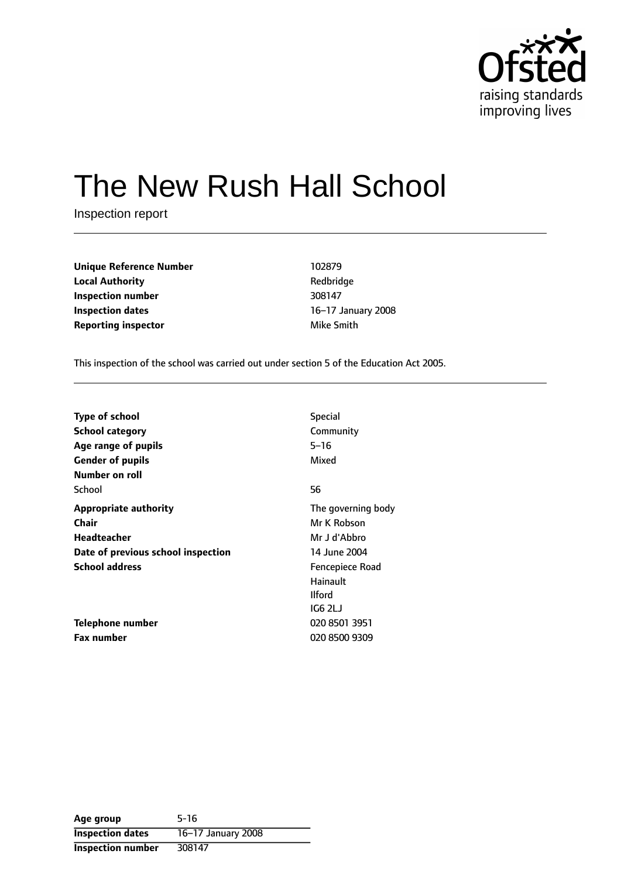# The New Rush Hall School

Inspection report

| | |
|---|---|
| **Unique Reference Number** | 102879 |
| **Local Authority** | Redbridge |
| **Inspection number** | 308147 |
| **Inspection dates** | 16–17 January 2008 |
| **Reporting inspector** | Mike Smith |

This inspection of the school was carried out under section 5 of the Education Act 2005.

| | |
|---|---|
| **Type of school** | Special |
| **School category** | Community |
| **Age range of pupils** | 5–16 |
| **Gender of pupils** | Mixed |
| **Number on roll** | |
| School | 56 |
| **Appropriate authority** | The governing body |
| **Chair** | Mr K Robson |
| **Headteacher** | Mr J d'Abbro |
| **Date of previous school inspection** | 14 June 2004 |
| **School address** | Fencepiece Road<br>Hainault<br>Ilford<br>IG6 2LJ |
| **Telephone number** | 020 8501 3951 |
| **Fax number** | 020 8500 9309 |

| | |
|---|---|
| **Age group** | 5-16 |
| **Inspection dates** | 16–17 January 2008 |
| **Inspection number** | 308147 |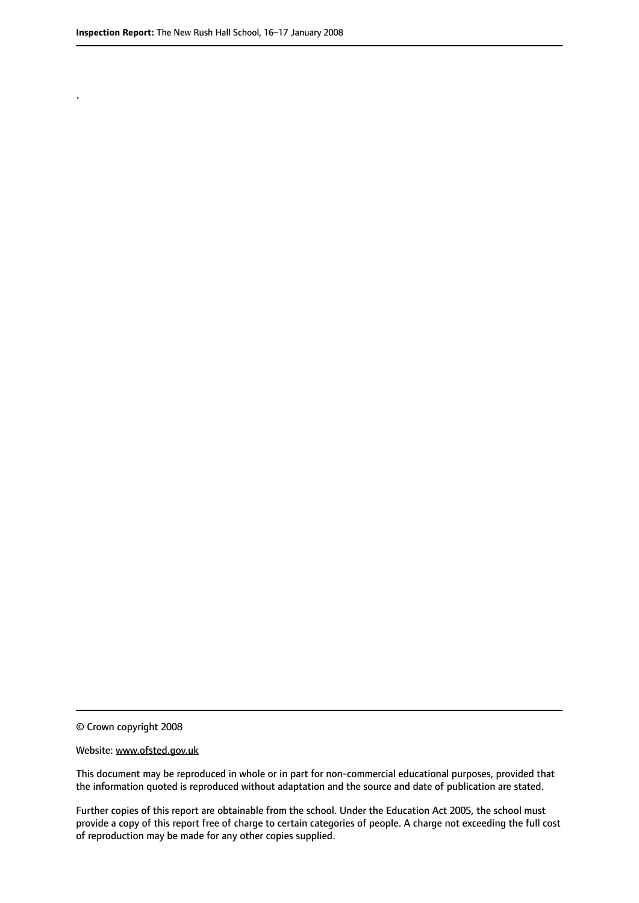.

© Crown copyright 2008

Website: www.ofsted.gov.uk

This document may be reproduced in whole or in part for non-commercial educational purposes, provided that the information quoted is reproduced without adaptation and the source and date of publication are stated.

Further copies of this report are obtainable from the school. Under the Education Act 2005, the school must provide a copy of this report free of charge to certain categories of people. A charge not exceeding the full cost of reproduction may be made for any other copies supplied.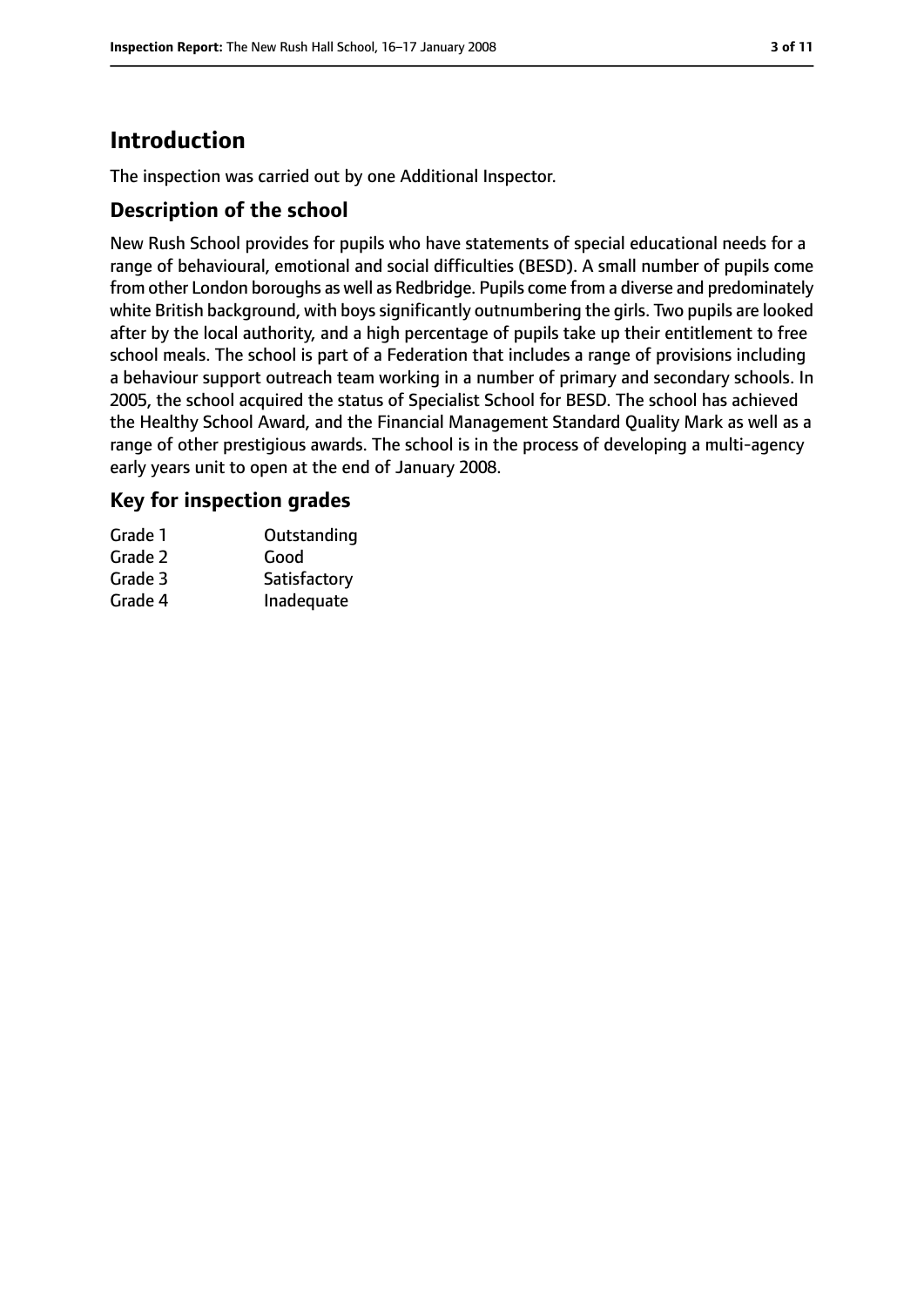# Introduction

The inspection was carried out by one Additional Inspector.

## Description of the school

New Rush School provides for pupils who have statements of special educational needs for a range of behavioural, emotional and social difficulties (BESD). A small number of pupils come from other London boroughs as well as Redbridge. Pupils come from a diverse and predominately white British background, with boys significantly outnumbering the girls. Two pupils are looked after by the local authority, and a high percentage of pupils take up their entitlement to free school meals. The school is part of a Federation that includes a range of provisions including a behaviour support outreach team working in a number of primary and secondary schools. In 2005, the school acquired the status of Specialist School for BESD. The school has achieved the Healthy School Award, and the Financial Management Standard Quality Mark as well as a range of other prestigious awards. The school is in the process of developing a multi-agency early years unit to open at the end of January 2008.

## Key for inspection grades

| | |
|---|---|
| Grade 1 | Outstanding |
| Grade 2 | Good |
| Grade 3 | Satisfactory |
| Grade 4 | Inadequate |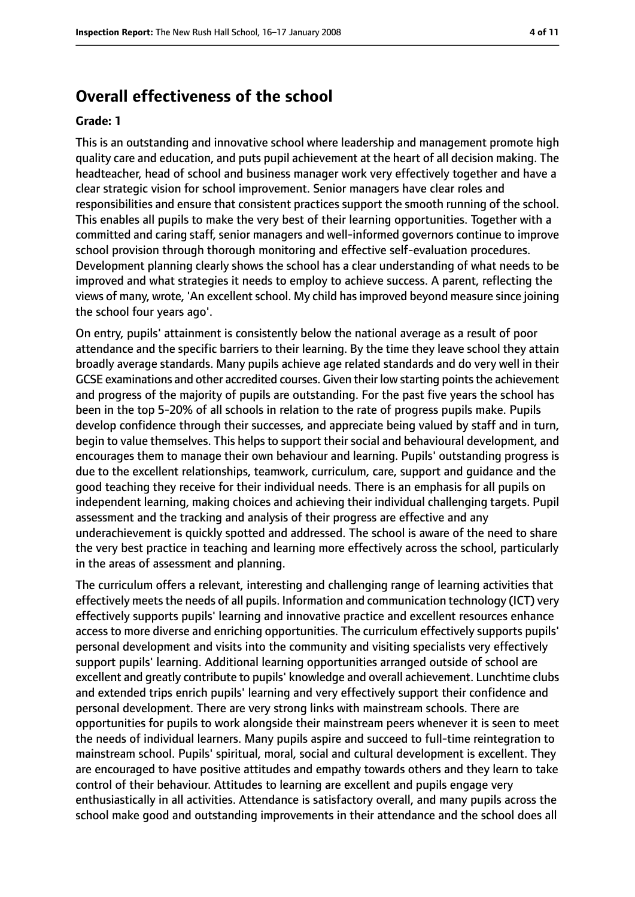## Overall effectiveness of the school

**Grade: 1**

This is an outstanding and innovative school where leadership and management promote high quality care and education, and puts pupil achievement at the heart of all decision making. The headteacher, head of school and business manager work very effectively together and have a clear strategic vision for school improvement. Senior managers have clear roles and responsibilities and ensure that consistent practices support the smooth running of the school. This enables all pupils to make the very best of their learning opportunities. Together with a committed and caring staff, senior managers and well-informed governors continue to improve school provision through thorough monitoring and effective self-evaluation procedures. Development planning clearly shows the school has a clear understanding of what needs to be improved and what strategies it needs to employ to achieve success. A parent, reflecting the views of many, wrote, 'An excellent school. My child has improved beyond measure since joining the school four years ago'.

On entry, pupils' attainment is consistently below the national average as a result of poor attendance and the specific barriers to their learning. By the time they leave school they attain broadly average standards. Many pupils achieve age related standards and do very well in their GCSE examinations and other accredited courses. Given their low starting points the achievement and progress of the majority of pupils are outstanding. For the past five years the school has been in the top 5-20% of all schools in relation to the rate of progress pupils make. Pupils develop confidence through their successes, and appreciate being valued by staff and in turn, begin to value themselves. This helps to support their social and behavioural development, and encourages them to manage their own behaviour and learning. Pupils' outstanding progress is due to the excellent relationships, teamwork, curriculum, care, support and guidance and the good teaching they receive for their individual needs. There is an emphasis for all pupils on independent learning, making choices and achieving their individual challenging targets. Pupil assessment and the tracking and analysis of their progress are effective and any underachievement is quickly spotted and addressed. The school is aware of the need to share the very best practice in teaching and learning more effectively across the school, particularly in the areas of assessment and planning.

The curriculum offers a relevant, interesting and challenging range of learning activities that effectively meets the needs of all pupils. Information and communication technology (ICT) very effectively supports pupils' learning and innovative practice and excellent resources enhance access to more diverse and enriching opportunities. The curriculum effectively supports pupils' personal development and visits into the community and visiting specialists very effectively support pupils' learning. Additional learning opportunities arranged outside of school are excellent and greatly contribute to pupils' knowledge and overall achievement. Lunchtime clubs and extended trips enrich pupils' learning and very effectively support their confidence and personal development. There are very strong links with mainstream schools. There are opportunities for pupils to work alongside their mainstream peers whenever it is seen to meet the needs of individual learners. Many pupils aspire and succeed to full-time reintegration to mainstream school. Pupils' spiritual, moral, social and cultural development is excellent. They are encouraged to have positive attitudes and empathy towards others and they learn to take control of their behaviour. Attitudes to learning are excellent and pupils engage very enthusiastically in all activities. Attendance is satisfactory overall, and many pupils across the school make good and outstanding improvements in their attendance and the school does all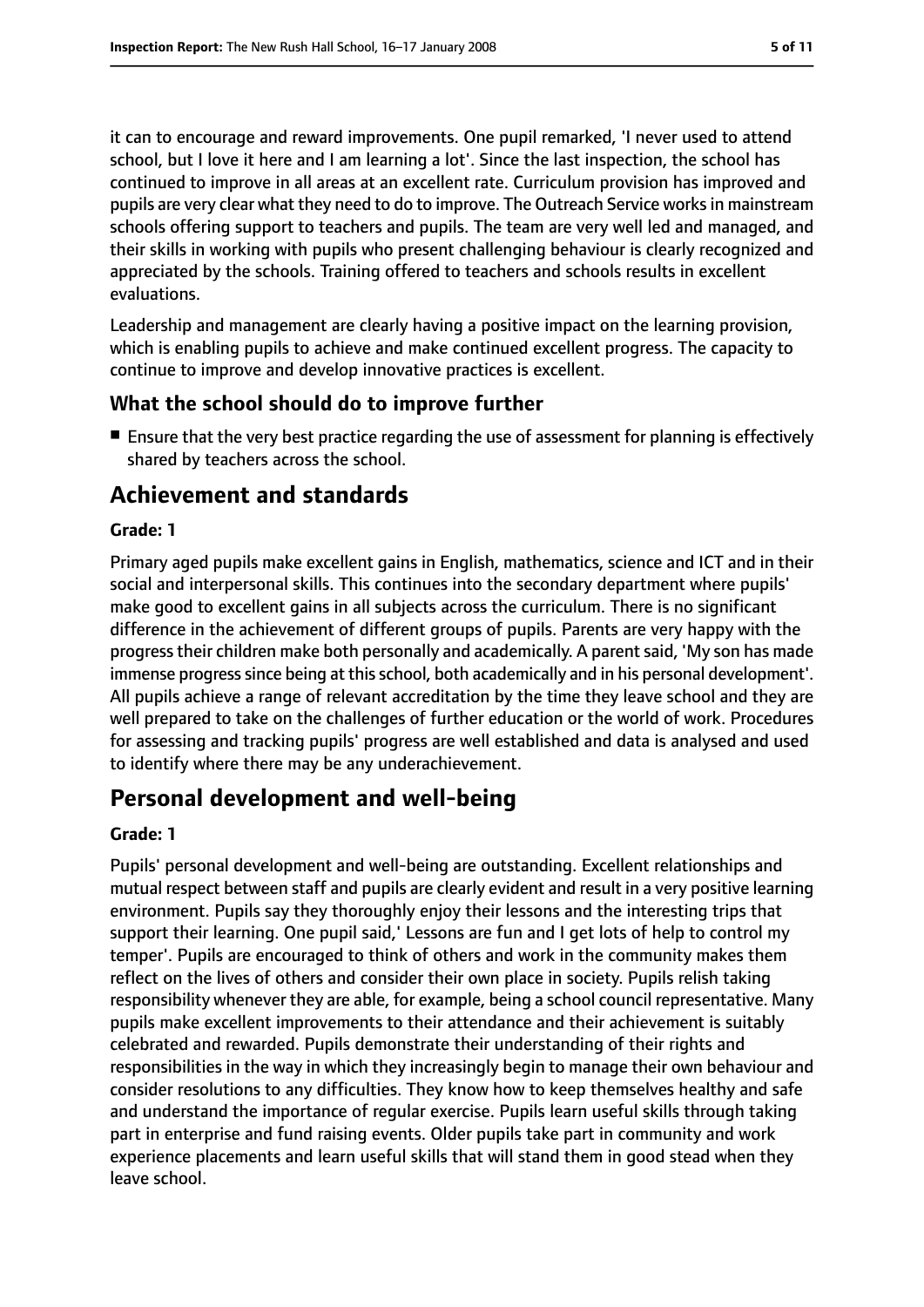it can to encourage and reward improvements. One pupil remarked, 'I never used to attend school, but I love it here and I am learning a lot'. Since the last inspection, the school has continued to improve in all areas at an excellent rate. Curriculum provision has improved and pupils are very clear what they need to do to improve. The Outreach Service works in mainstream schools offering support to teachers and pupils. The team are very well led and managed, and their skills in working with pupils who present challenging behaviour is clearly recognized and appreciated by the schools. Training offered to teachers and schools results in excellent evaluations.

Leadership and management are clearly having a positive impact on the learning provision, which is enabling pupils to achieve and make continued excellent progress. The capacity to continue to improve and develop innovative practices is excellent.

### What the school should do to improve further

- Ensure that the very best practice regarding the use of assessment for planning is effectively shared by teachers across the school.

## Achievement and standards

**Grade: 1**

Primary aged pupils make excellent gains in English, mathematics, science and ICT and in their social and interpersonal skills. This continues into the secondary department where pupils' make good to excellent gains in all subjects across the curriculum. There is no significant difference in the achievement of different groups of pupils. Parents are very happy with the progress their children make both personally and academically. A parent said, 'My son has made immense progress since being at this school, both academically and in his personal development'. All pupils achieve a range of relevant accreditation by the time they leave school and they are well prepared to take on the challenges of further education or the world of work. Procedures for assessing and tracking pupils' progress are well established and data is analysed and used to identify where there may be any underachievement.

## Personal development and well-being

**Grade: 1**

Pupils' personal development and well-being are outstanding. Excellent relationships and mutual respect between staff and pupils are clearly evident and result in a very positive learning environment. Pupils say they thoroughly enjoy their lessons and the interesting trips that support their learning. One pupil said,' Lessons are fun and I get lots of help to control my temper'. Pupils are encouraged to think of others and work in the community makes them reflect on the lives of others and consider their own place in society. Pupils relish taking responsibility whenever they are able, for example, being a school council representative. Many pupils make excellent improvements to their attendance and their achievement is suitably celebrated and rewarded. Pupils demonstrate their understanding of their rights and responsibilities in the way in which they increasingly begin to manage their own behaviour and consider resolutions to any difficulties. They know how to keep themselves healthy and safe and understand the importance of regular exercise. Pupils learn useful skills through taking part in enterprise and fund raising events. Older pupils take part in community and work experience placements and learn useful skills that will stand them in good stead when they leave school.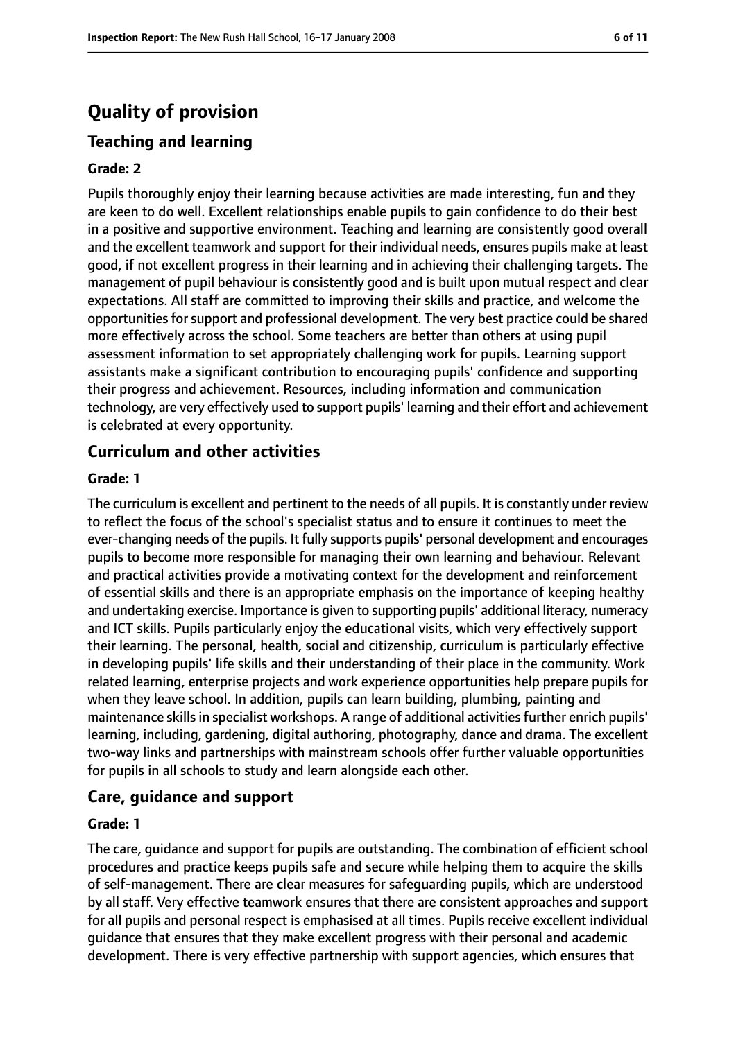# Quality of provision

## Teaching and learning

**Grade: 2**

Pupils thoroughly enjoy their learning because activities are made interesting, fun and they are keen to do well. Excellent relationships enable pupils to gain confidence to do their best in a positive and supportive environment. Teaching and learning are consistently good overall and the excellent teamwork and support for their individual needs, ensures pupils make at least good, if not excellent progress in their learning and in achieving their challenging targets. The management of pupil behaviour is consistently good and is built upon mutual respect and clear expectations. All staff are committed to improving their skills and practice, and welcome the opportunities for support and professional development. The very best practice could be shared more effectively across the school. Some teachers are better than others at using pupil assessment information to set appropriately challenging work for pupils. Learning support assistants make a significant contribution to encouraging pupils' confidence and supporting their progress and achievement. Resources, including information and communication technology, are very effectively used to support pupils' learning and their effort and achievement is celebrated at every opportunity.

## Curriculum and other activities

**Grade: 1**

The curriculum is excellent and pertinent to the needs of all pupils. It is constantly under review to reflect the focus of the school's specialist status and to ensure it continues to meet the ever-changing needs of the pupils. It fully supports pupils' personal development and encourages pupils to become more responsible for managing their own learning and behaviour. Relevant and practical activities provide a motivating context for the development and reinforcement of essential skills and there is an appropriate emphasis on the importance of keeping healthy and undertaking exercise. Importance is given to supporting pupils' additional literacy, numeracy and ICT skills. Pupils particularly enjoy the educational visits, which very effectively support their learning. The personal, health, social and citizenship, curriculum is particularly effective in developing pupils' life skills and their understanding of their place in the community. Work related learning, enterprise projects and work experience opportunities help prepare pupils for when they leave school. In addition, pupils can learn building, plumbing, painting and maintenance skills in specialist workshops. A range of additional activities further enrich pupils' learning, including, gardening, digital authoring, photography, dance and drama. The excellent two-way links and partnerships with mainstream schools offer further valuable opportunities for pupils in all schools to study and learn alongside each other.

## Care, guidance and support

**Grade: 1**

The care, guidance and support for pupils are outstanding. The combination of efficient school procedures and practice keeps pupils safe and secure while helping them to acquire the skills of self-management. There are clear measures for safeguarding pupils, which are understood by all staff. Very effective teamwork ensures that there are consistent approaches and support for all pupils and personal respect is emphasised at all times. Pupils receive excellent individual guidance that ensures that they make excellent progress with their personal and academic development. There is very effective partnership with support agencies, which ensures that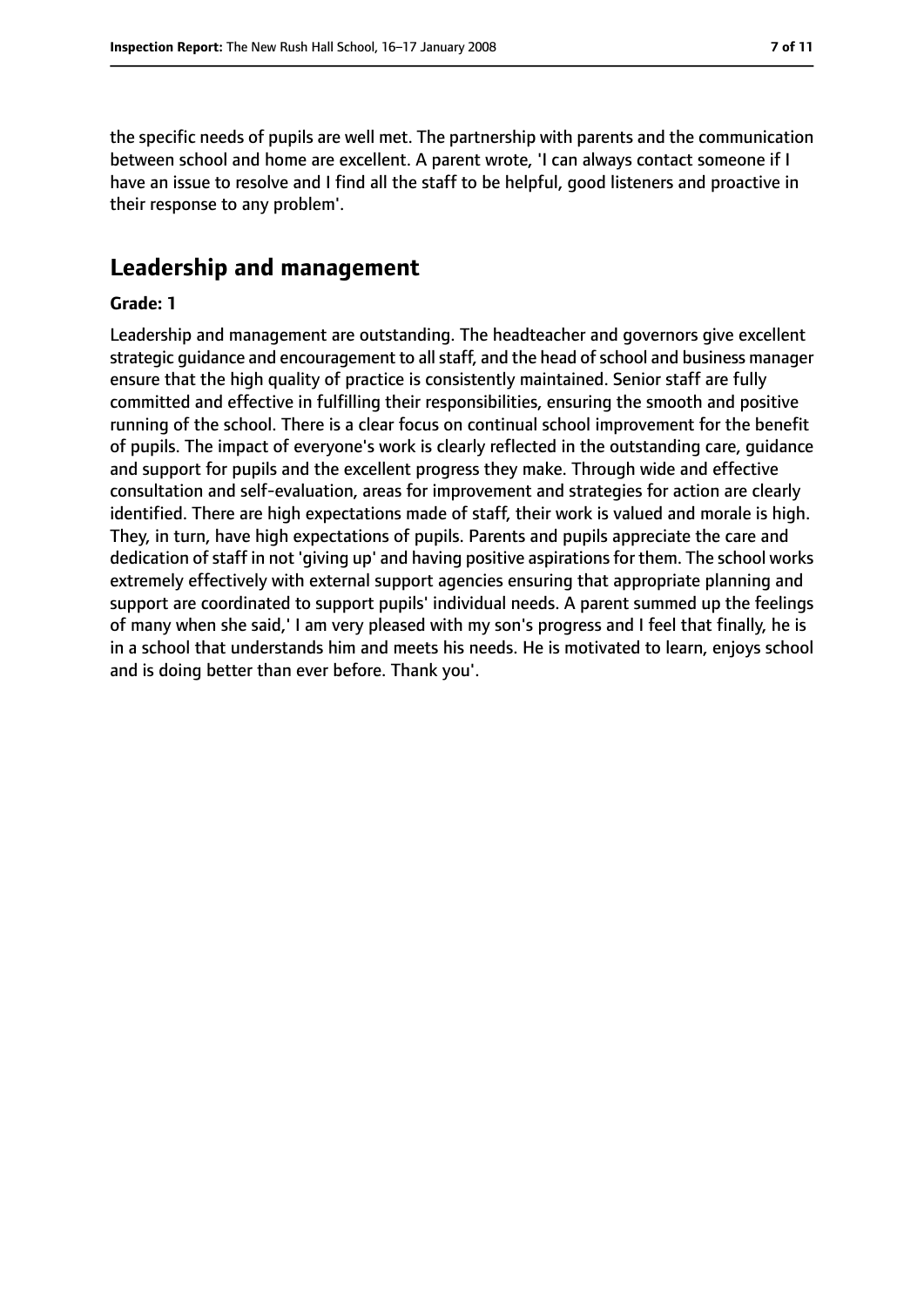the specific needs of pupils are well met. The partnership with parents and the communication between school and home are excellent. A parent wrote, 'I can always contact someone if I have an issue to resolve and I find all the staff to be helpful, good listeners and proactive in their response to any problem'.

## Leadership and management

**Grade: 1**

Leadership and management are outstanding. The headteacher and governors give excellent strategic guidance and encouragement to all staff, and the head of school and business manager ensure that the high quality of practice is consistently maintained. Senior staff are fully committed and effective in fulfilling their responsibilities, ensuring the smooth and positive running of the school. There is a clear focus on continual school improvement for the benefit of pupils. The impact of everyone's work is clearly reflected in the outstanding care, guidance and support for pupils and the excellent progress they make. Through wide and effective consultation and self-evaluation, areas for improvement and strategies for action are clearly identified. There are high expectations made of staff, their work is valued and morale is high. They, in turn, have high expectations of pupils. Parents and pupils appreciate the care and dedication of staff in not 'giving up' and having positive aspirations for them. The school works extremely effectively with external support agencies ensuring that appropriate planning and support are coordinated to support pupils' individual needs. A parent summed up the feelings of many when she said,' I am very pleased with my son's progress and I feel that finally, he is in a school that understands him and meets his needs. He is motivated to learn, enjoys school and is doing better than ever before. Thank you'.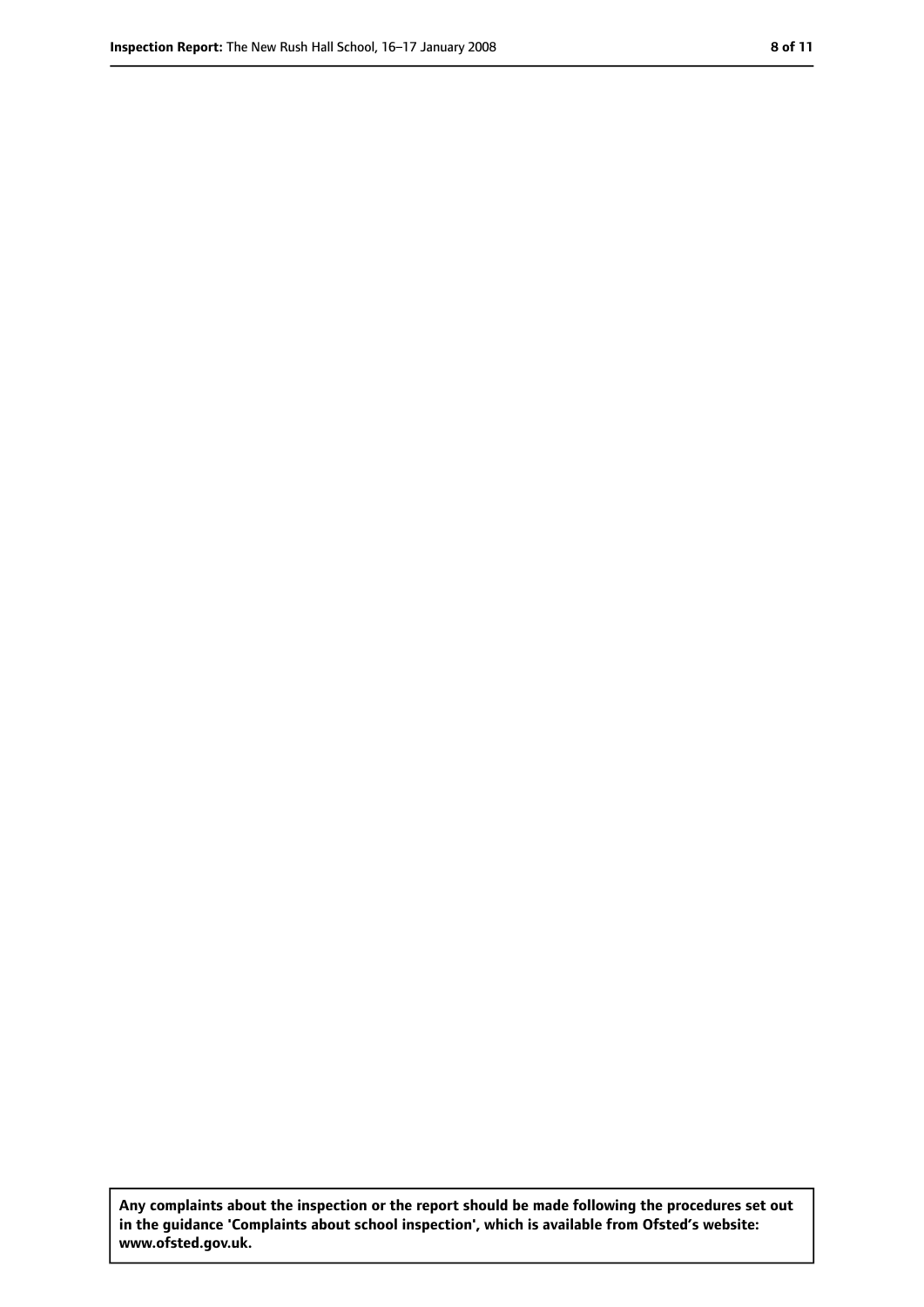**Any complaints about the inspection or the report should be made following the procedures set out in the guidance 'Complaints about school inspection', which is available from Ofsted's website: www.ofsted.gov.uk.**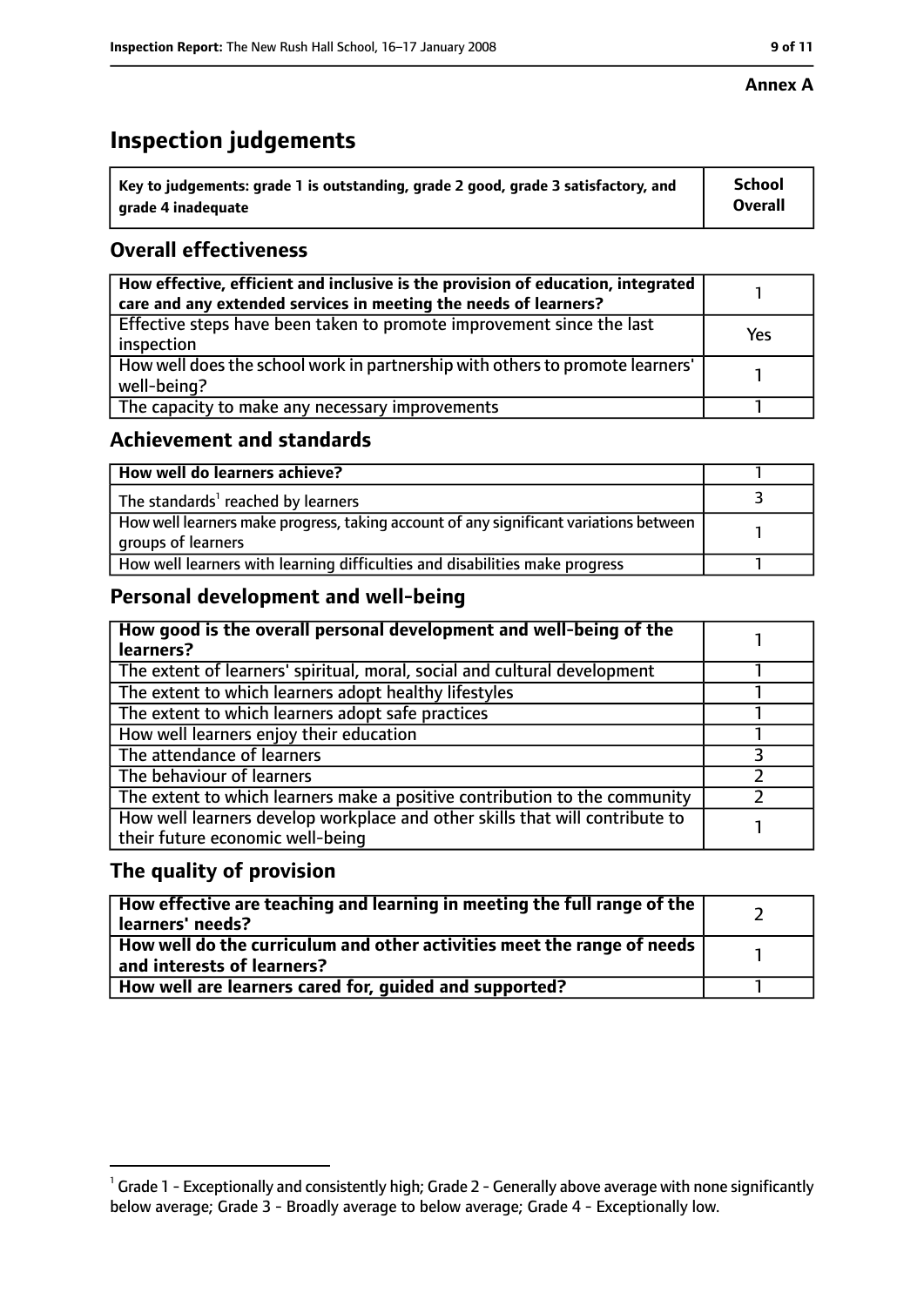**Annex A**

# Inspection judgements

| Key to judgements: grade 1 is outstanding, grade 2 good, grade 3 satisfactory, and grade 4 inadequate | School Overall |
|---|---|

## Overall effectiveness

| | |
|---|---|
| **How effective, efficient and inclusive is the provision of education, integrated care and any extended services in meeting the needs of learners?** | 1 |
| Effective steps have been taken to promote improvement since the last inspection | Yes |
| How well does the school work in partnership with others to promote learners' well-being? | 1 |
| The capacity to make any necessary improvements | 1 |

## Achievement and standards

| | |
|---|---|
| **How well do learners achieve?** | 1 |
| The standards[1] reached by learners | 3 |
| How well learners make progress, taking account of any significant variations between groups of learners | 1 |
| How well learners with learning difficulties and disabilities make progress | 1 |

## Personal development and well-being

| | |
|---|---|
| **How good is the overall personal development and well-being of the learners?** | 1 |
| The extent of learners' spiritual, moral, social and cultural development | 1 |
| The extent to which learners adopt healthy lifestyles | 1 |
| The extent to which learners adopt safe practices | 1 |
| How well learners enjoy their education | 1 |
| The attendance of learners | 3 |
| The behaviour of learners | 2 |
| The extent to which learners make a positive contribution to the community | 2 |
| How well learners develop workplace and other skills that will contribute to their future economic well-being | 1 |

## The quality of provision

| | |
|---|---|
| **How effective are teaching and learning in meeting the full range of the learners' needs?** | 2 |
| **How well do the curriculum and other activities meet the range of needs and interests of learners?** | 1 |
| **How well are learners cared for, guided and supported?** | 1 |

[1] Grade 1 - Exceptionally and consistently high; Grade 2 - Generally above average with none significantly below average; Grade 3 - Broadly average to below average; Grade 4 - Exceptionally low.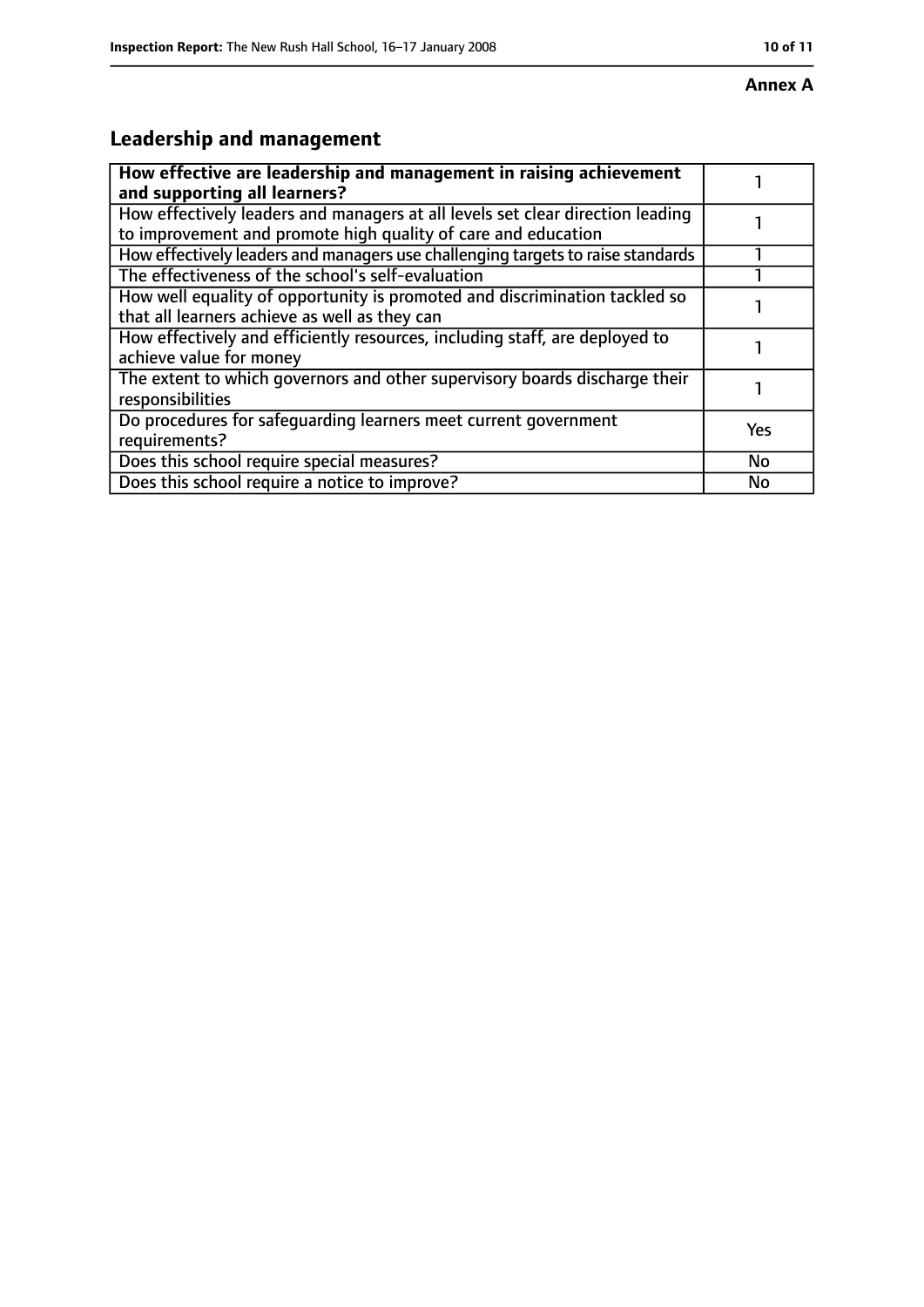**Annex A**

## Leadership and management

| **How effective are leadership and management in raising achievement and supporting all learners?** | 1 |
|---|---|
| How effectively leaders and managers at all levels set clear direction leading to improvement and promote high quality of care and education | 1 |
| How effectively leaders and managers use challenging targets to raise standards | 1 |
| The effectiveness of the school's self-evaluation | 1 |
| How well equality of opportunity is promoted and discrimination tackled so that all learners achieve as well as they can | 1 |
| How effectively and efficiently resources, including staff, are deployed to achieve value for money | 1 |
| The extent to which governors and other supervisory boards discharge their responsibilities | 1 |
| Do procedures for safeguarding learners meet current government requirements? | Yes |
| Does this school require special measures? | No |
| Does this school require a notice to improve? | No |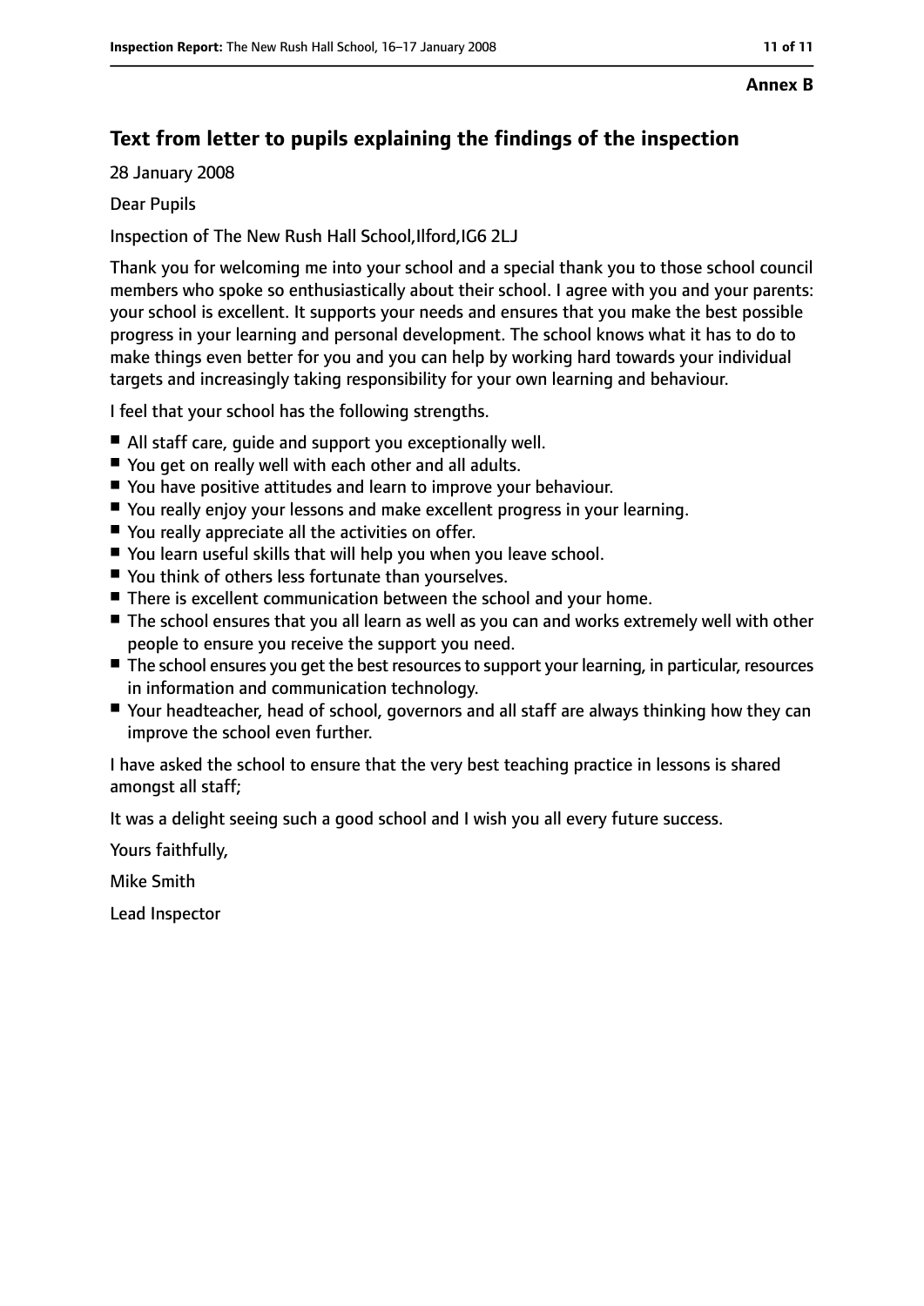**Annex B**

## Text from letter to pupils explaining the findings of the inspection

28 January 2008

Dear Pupils

Inspection of The New Rush Hall School,Ilford,IG6 2LJ

Thank you for welcoming me into your school and a special thank you to those school council members who spoke so enthusiastically about their school. I agree with you and your parents: your school is excellent. It supports your needs and ensures that you make the best possible progress in your learning and personal development. The school knows what it has to do to make things even better for you and you can help by working hard towards your individual targets and increasingly taking responsibility for your own learning and behaviour.

I feel that your school has the following strengths.

- All staff care, guide and support you exceptionally well.
- You get on really well with each other and all adults.
- You have positive attitudes and learn to improve your behaviour.
- You really enjoy your lessons and make excellent progress in your learning.
- You really appreciate all the activities on offer.
- You learn useful skills that will help you when you leave school.
- You think of others less fortunate than yourselves.
- There is excellent communication between the school and your home.
- The school ensures that you all learn as well as you can and works extremely well with other people to ensure you receive the support you need.
- The school ensures you get the best resources to support your learning, in particular, resources in information and communication technology.
- Your headteacher, head of school, governors and all staff are always thinking how they can improve the school even further.

I have asked the school to ensure that the very best teaching practice in lessons is shared amongst all staff;

It was a delight seeing such a good school and I wish you all every future success.

Yours faithfully,

Mike Smith

Lead Inspector